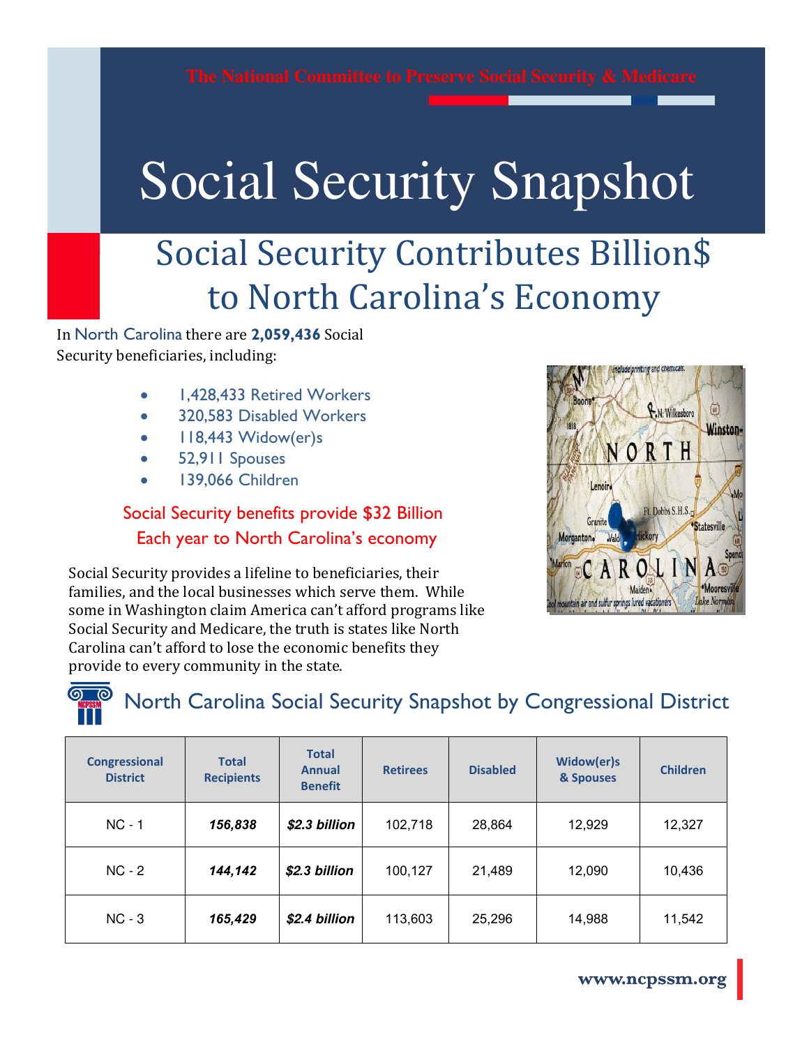The National Committee to Preserve Social Security & Medicare

# Social Security Snapshot

## Social Security Contributes Billion$ to North Carolina's Economy

In North Carolina there are **2,059,436** Social Security beneficiaries, including:

- 1,428,433 Retired Workers
- 320,583 Disabled Workers
- 118,443 Widow(er)s
- 52,911 Spouses
- 139,066 Children

Social Security benefits provide $32 Billion Each year to North Carolina's economy

Social Security provides a lifeline to beneficiaries, their families, and the local businesses which serve them. While some in Washington claim America can't afford programs like Social Security and Medicare, the truth is states like North Carolina can't afford to lose the economic benefits they provide to every community in the state.

## North Carolina Social Security Snapshot by Congressional District

| Congressional District | Total Recipients | Total Annual Benefit | Retirees | Disabled | Widow(er)s & Spouses | Children |
|---|---|---|---|---|---|---|
| NC - 1 | ***156,838*** | ***$2.3 billion*** | 102,718 | 28,864 | 12,929 | 12,327 |
| NC - 2 | ***144,142*** | ***$2.3 billion*** | 100,127 | 21,489 | 12,090 | 10,436 |
| NC - 3 | ***165,429*** | ***$2.4 billion*** | 113,603 | 25,296 | 14,988 | 11,542 |

www.ncpssm.org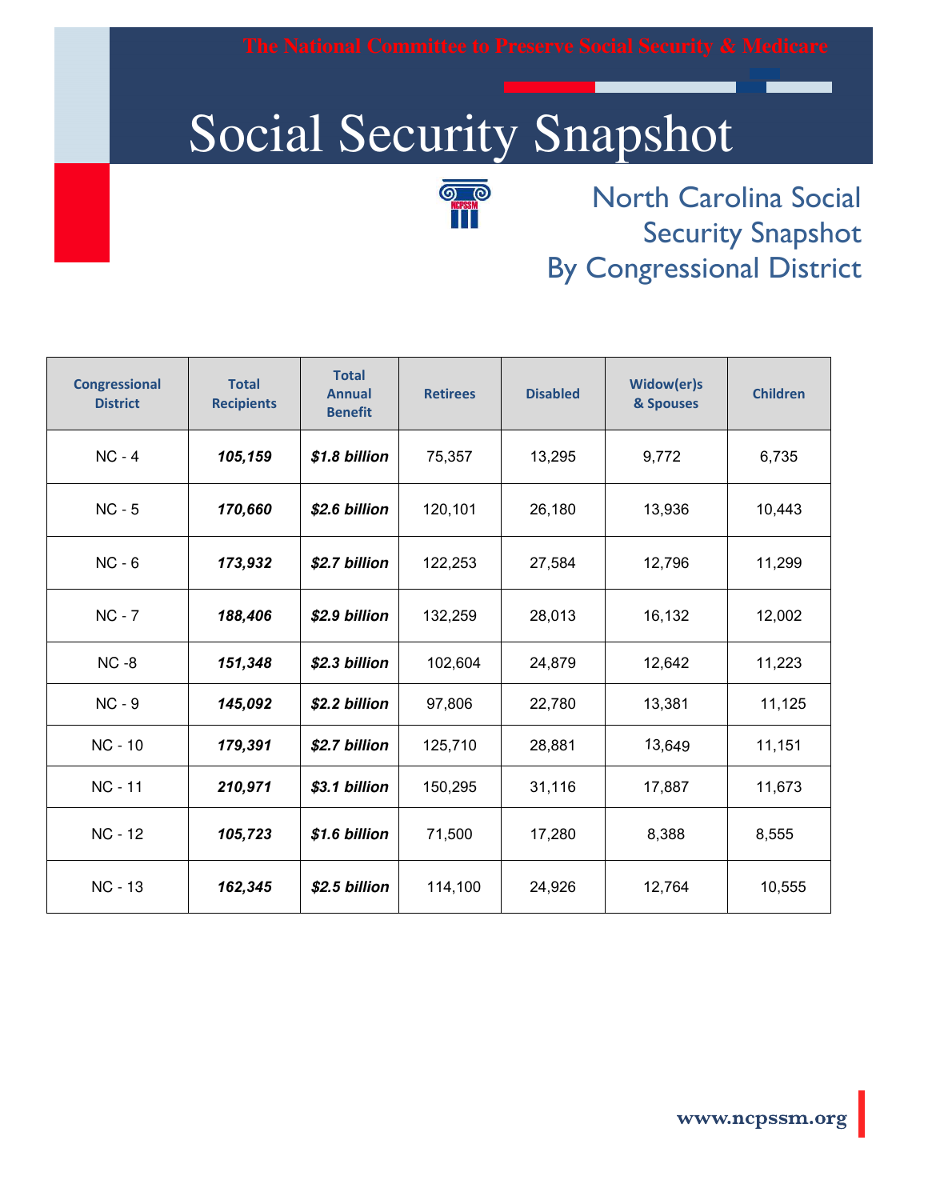The National Committee to Preserve Social Security & Medicare

# Social Security Snapshot

## North Carolina Social Security Snapshot By Congressional District

| Congressional District | Total Recipients | Total Annual Benefit | Retirees | Disabled | Widow(er)s & Spouses | Children |
|---|---|---|---|---|---|---|
| NC - 4 | ***105,159*** | ***$1.8 billion*** | 75,357 | 13,295 | 9,772 | 6,735 |
| NC - 5 | ***170,660*** | ***$2.6 billion*** | 120,101 | 26,180 | 13,936 | 10,443 |
| NC - 6 | ***173,932*** | ***$2.7 billion*** | 122,253 | 27,584 | 12,796 | 11,299 |
| NC - 7 | ***188,406*** | ***$2.9 billion*** | 132,259 | 28,013 | 16,132 | 12,002 |
| NC -8 | ***151,348*** | ***$2.3 billion*** | 102,604 | 24,879 | 12,642 | 11,223 |
| NC - 9 | ***145,092*** | ***$2.2 billion*** | 97,806 | 22,780 | 13,381 | 11,125 |
| NC - 10 | ***179,391*** | ***$2.7 billion*** | 125,710 | 28,881 | 13,649 | 11,151 |
| NC - 11 | ***210,971*** | ***$3.1 billion*** | 150,295 | 31,116 | 17,887 | 11,673 |
| NC - 12 | ***105,723*** | ***$1.6 billion*** | 71,500 | 17,280 | 8,388 | 8,555 |
| NC - 13 | ***162,345*** | ***$2.5 billion*** | 114,100 | 24,926 | 12,764 | 10,555 |

www.ncpssm.org